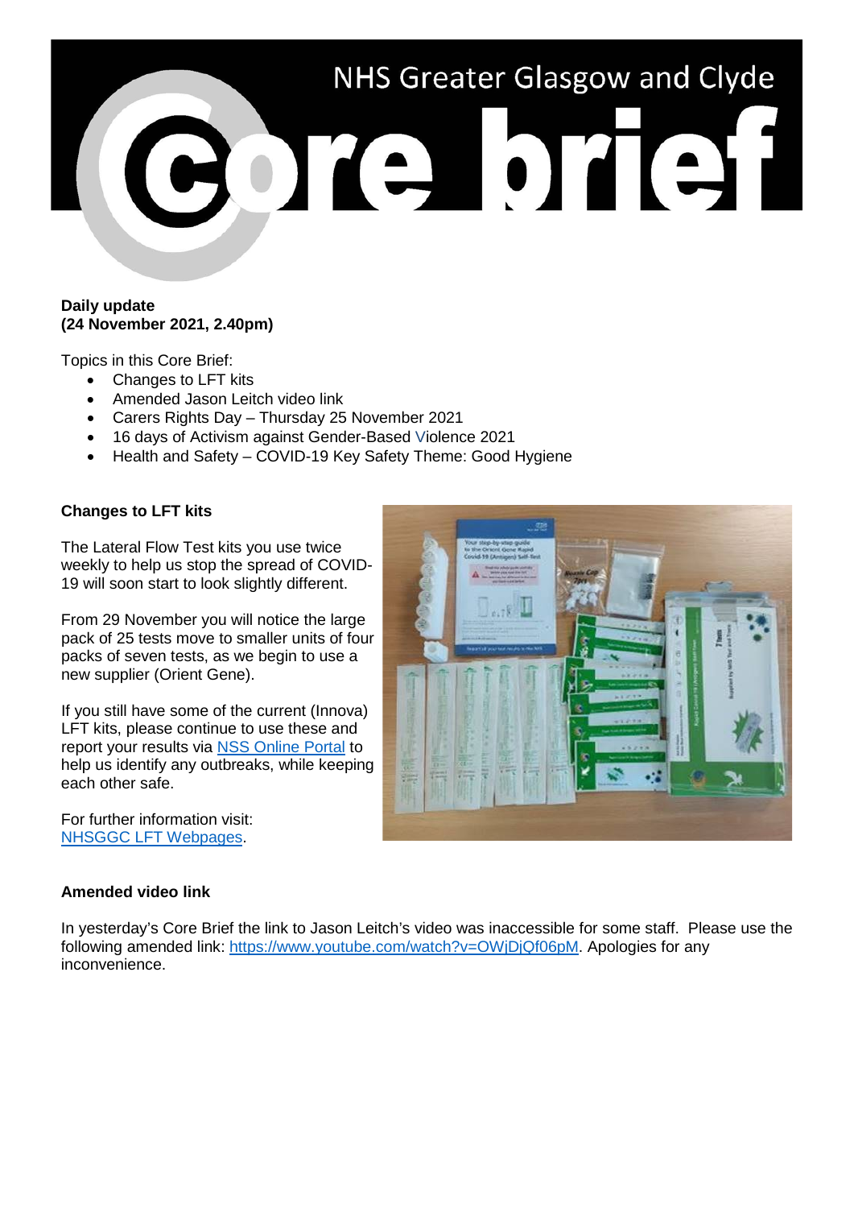# NHS Greater Glasgow and Clyde Core brief

**Daily update**
**(24 November 2021, 2.40pm)**

Topics in this Core Brief:

- Changes to LFT kits
- Amended Jason Leitch video link
- Carers Rights Day – Thursday 25 November 2021
- 16 days of Activism against Gender-Based Violence 2021
- Health and Safety – COVID-19 Key Safety Theme: Good Hygiene

**Changes to LFT kits**

The Lateral Flow Test kits you use twice weekly to help us stop the spread of COVID-19 will soon start to look slightly different.

From 29 November you will notice the large pack of 25 tests move to smaller units of four packs of seven tests, as we begin to use a new supplier (Orient Gene).

If you still have some of the current (Innova) LFT kits, please continue to use these and report your results via NSS Online Portal to help us identify any outbreaks, while keeping each other safe.

For further information visit: NHSGGC LFT Webpages.

**Amended video link**

In yesterday's Core Brief the link to Jason Leitch's video was inaccessible for some staff. Please use the following amended link: https://www.youtube.com/watch?v=OWjDjQf06pM. Apologies for any inconvenience.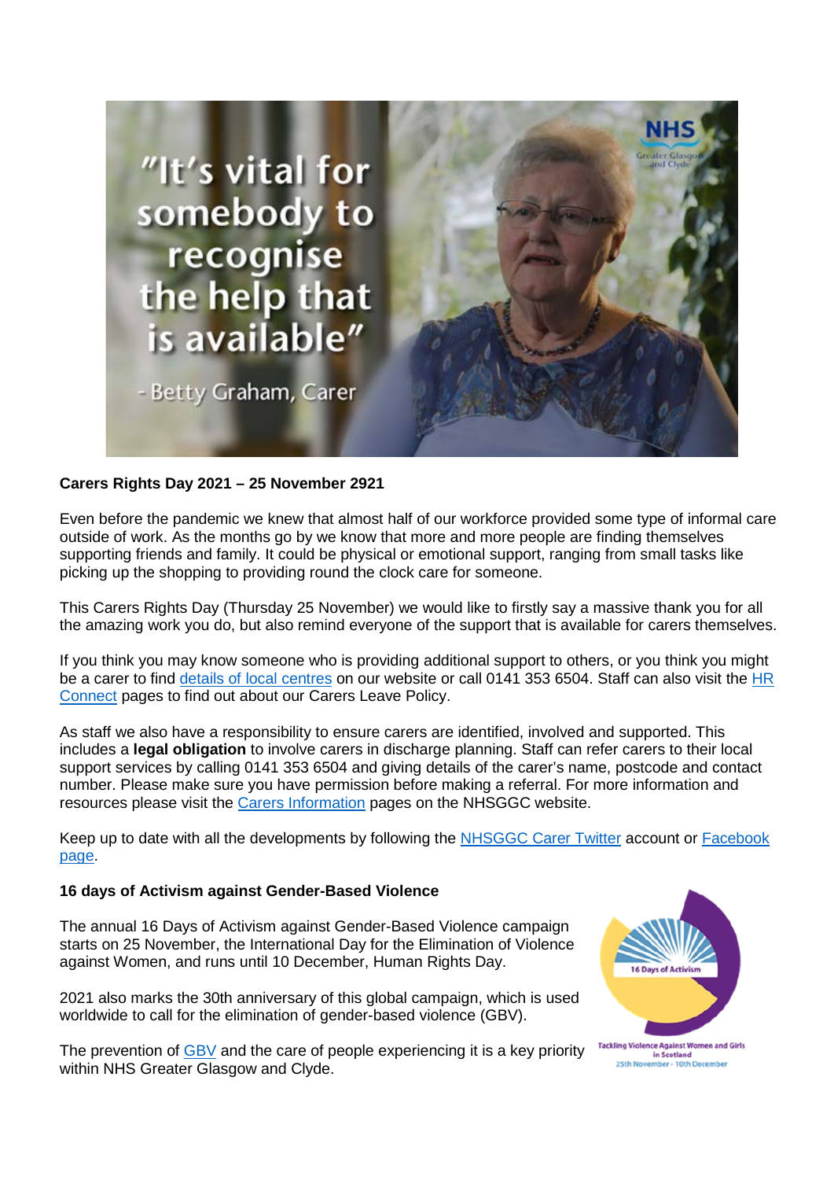**Carers Rights Day 2021 – 25 November 2921**

Even before the pandemic we knew that almost half of our workforce provided some type of informal care outside of work. As the months go by we know that more and more people are finding themselves supporting friends and family. It could be physical or emotional support, ranging from small tasks like picking up the shopping to providing round the clock care for someone.

This Carers Rights Day (Thursday 25 November) we would like to firstly say a massive thank you for all the amazing work you do, but also remind everyone of the support that is available for carers themselves.

If you think you may know someone who is providing additional support to others, or you think you might be a carer to find details of local centres on our website or call 0141 353 6504. Staff can also visit the HR Connect pages to find out about our Carers Leave Policy.

As staff we also have a responsibility to ensure carers are identified, involved and supported. This includes a **legal obligation** to involve carers in discharge planning. Staff can refer carers to their local support services by calling 0141 353 6504 and giving details of the carer's name, postcode and contact number. Please make sure you have permission before making a referral. For more information and resources please visit the Carers Information pages on the NHSGGC website.

Keep up to date with all the developments by following the NHSGGC Carer Twitter account or Facebook page.

**16 days of Activism against Gender-Based Violence**

The annual 16 Days of Activism against Gender-Based Violence campaign starts on 25 November, the International Day for the Elimination of Violence against Women, and runs until 10 December, Human Rights Day.

2021 also marks the 30th anniversary of this global campaign, which is used worldwide to call for the elimination of gender-based violence (GBV).

The prevention of GBV and the care of people experiencing it is a key priority within NHS Greater Glasgow and Clyde.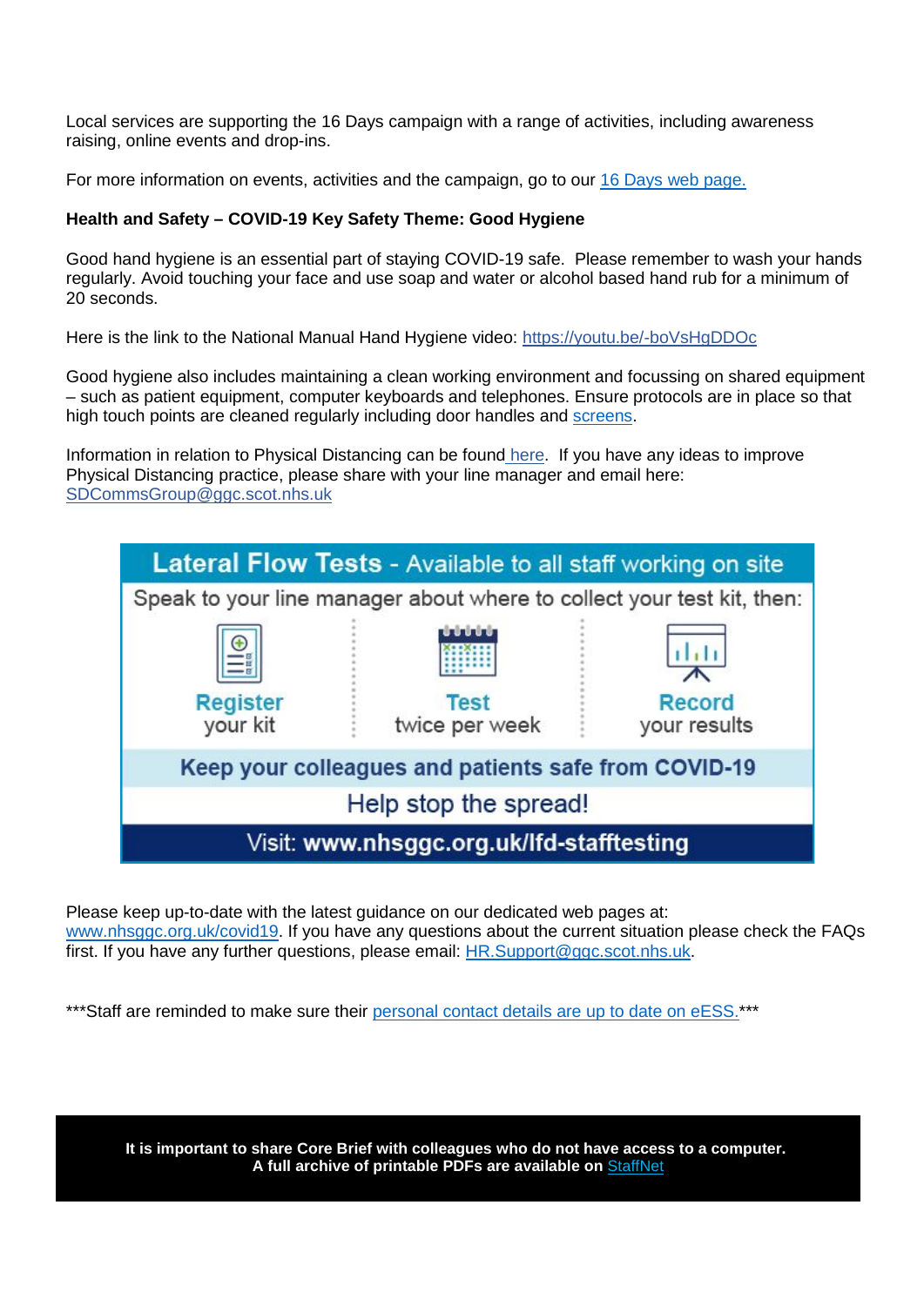Local services are supporting the 16 Days campaign with a range of activities, including awareness raising, online events and drop-ins.

For more information on events, activities and the campaign, go to our [16 Days web page.](#)

**Health and Safety – COVID-19 Key Safety Theme: Good Hygiene**

Good hand hygiene is an essential part of staying COVID-19 safe. Please remember to wash your hands regularly. Avoid touching your face and use soap and water or alcohol based hand rub for a minimum of 20 seconds.

Here is the link to the National Manual Hand Hygiene video: https://youtu.be/-boVsHgDDOc

Good hygiene also includes maintaining a clean working environment and focussing on shared equipment – such as patient equipment, computer keyboards and telephones. Ensure protocols are in place so that high touch points are cleaned regularly including door handles and screens.

Information in relation to Physical Distancing can be found here. If you have any ideas to improve Physical Distancing practice, please share with your line manager and email here: SDCommsGroup@ggc.scot.nhs.uk

**Lateral Flow Tests** - Available to all staff working on site

Speak to your line manager about where to collect your test kit, then:

**Register** your kit

**Test** twice per week

**Record** your results

**Keep your colleagues and patients safe from COVID-19**

Help stop the spread!

Visit: **www.nhsggc.org.uk/lfd-stafftesting**

Please keep up-to-date with the latest guidance on our dedicated web pages at: www.nhsggc.org.uk/covid19. If you have any questions about the current situation please check the FAQs first. If you have any further questions, please email: HR.Support@ggc.scot.nhs.uk.

***Staff are reminded to make sure their personal contact details are up to date on eESS.***

**It is important to share Core Brief with colleagues who do not have access to a computer.**
**A full archive of printable PDFs are available on StaffNet**